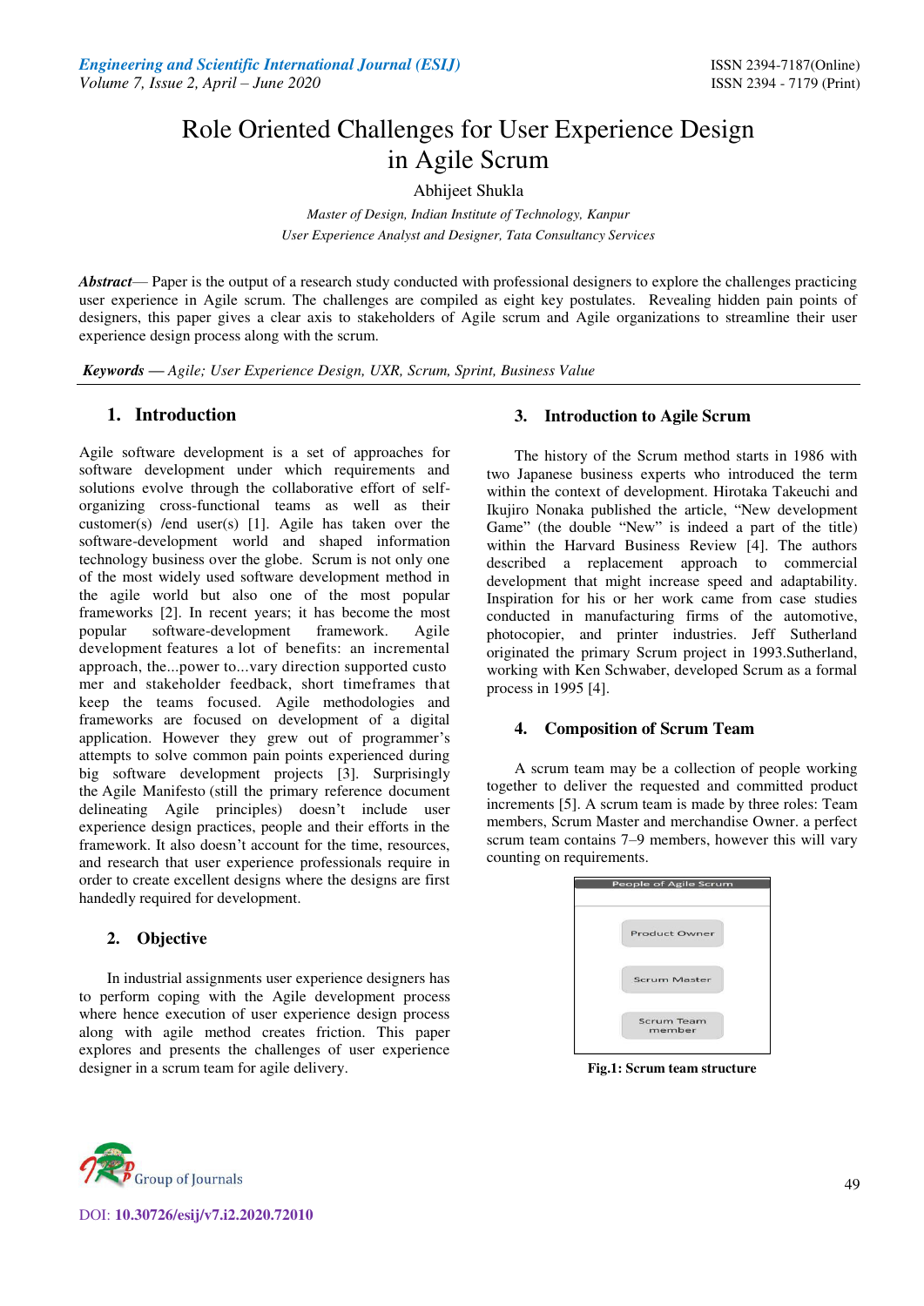# Role Oriented Challenges for User Experience Design in Agile Scrum

Abhijeet Shukla

*Master of Design, Indian Institute of Technology, Kanpur*
*User Experience Analyst and Designer, Tata Consultancy Services*

***Abstract***— Paper is the output of a research study conducted with professional designers to explore the challenges practicing user experience in Agile scrum. The challenges are compiled as eight key postulates. Revealing hidden pain points of designers, this paper gives a clear axis to stakeholders of Agile scrum and Agile organizations to streamline their user experience design process along with the scrum.

***Keywords* —** *Agile; User Experience Design, UXR, Scrum, Sprint, Business Value*

## 1. Introduction

Agile software development is a set of approaches for software development under which requirements and solutions evolve through the collaborative effort of self-organizing cross-functional teams as well as their customer(s) /end user(s) [1]. Agile has taken over the software-development world and shaped information technology business over the globe. Scrum is not only one of the most widely used software development method in the agile world but also one of the most popular frameworks [2]. In recent years; it has become the most popular software-development framework. Agile development features a lot of benefits: an incremental approach, the...power to...vary direction supported custo mer and stakeholder feedback, short timeframes that keep the teams focused. Agile methodologies and frameworks are focused on development of a digital application. However they grew out of programmer's attempts to solve common pain points experienced during big software development projects [3]. Surprisingly the Agile Manifesto (still the primary reference document delineating Agile principles) doesn't include user experience design practices, people and their efforts in the framework. It also doesn't account for the time, resources, and research that user experience professionals require in order to create excellent designs where the designs are first handedly required for development.

## 2. Objective

In industrial assignments user experience designers has to perform coping with the Agile development process where hence execution of user experience design process along with agile method creates friction. This paper explores and presents the challenges of user experience designer in a scrum team for agile delivery.

## 3. Introduction to Agile Scrum

The history of the Scrum method starts in 1986 with two Japanese business experts who introduced the term within the context of development. Hirotaka Takeuchi and Ikujiro Nonaka published the article, "New development Game" (the double "New" is indeed a part of the title) within the Harvard Business Review [4]. The authors described a replacement approach to commercial development that might increase speed and adaptability. Inspiration for his or her work came from case studies conducted in manufacturing firms of the automotive, photocopier, and printer industries. Jeff Sutherland originated the primary Scrum project in 1993.Sutherland, working with Ken Schwaber, developed Scrum as a formal process in 1995 [4].

## 4. Composition of Scrum Team

A scrum team may be a collection of people working together to deliver the requested and committed product increments [5]. A scrum team is made by three roles: Team members, Scrum Master and merchandise Owner. a perfect scrum team contains 7–9 members, however this will vary counting on requirements.

People of Agile Scrum

- Product Owner
- Scrum Master
- Scrum Team member

**Fig.1: Scrum team structure**

DOI: **10.30726/esij/v7.i2.2020.72010**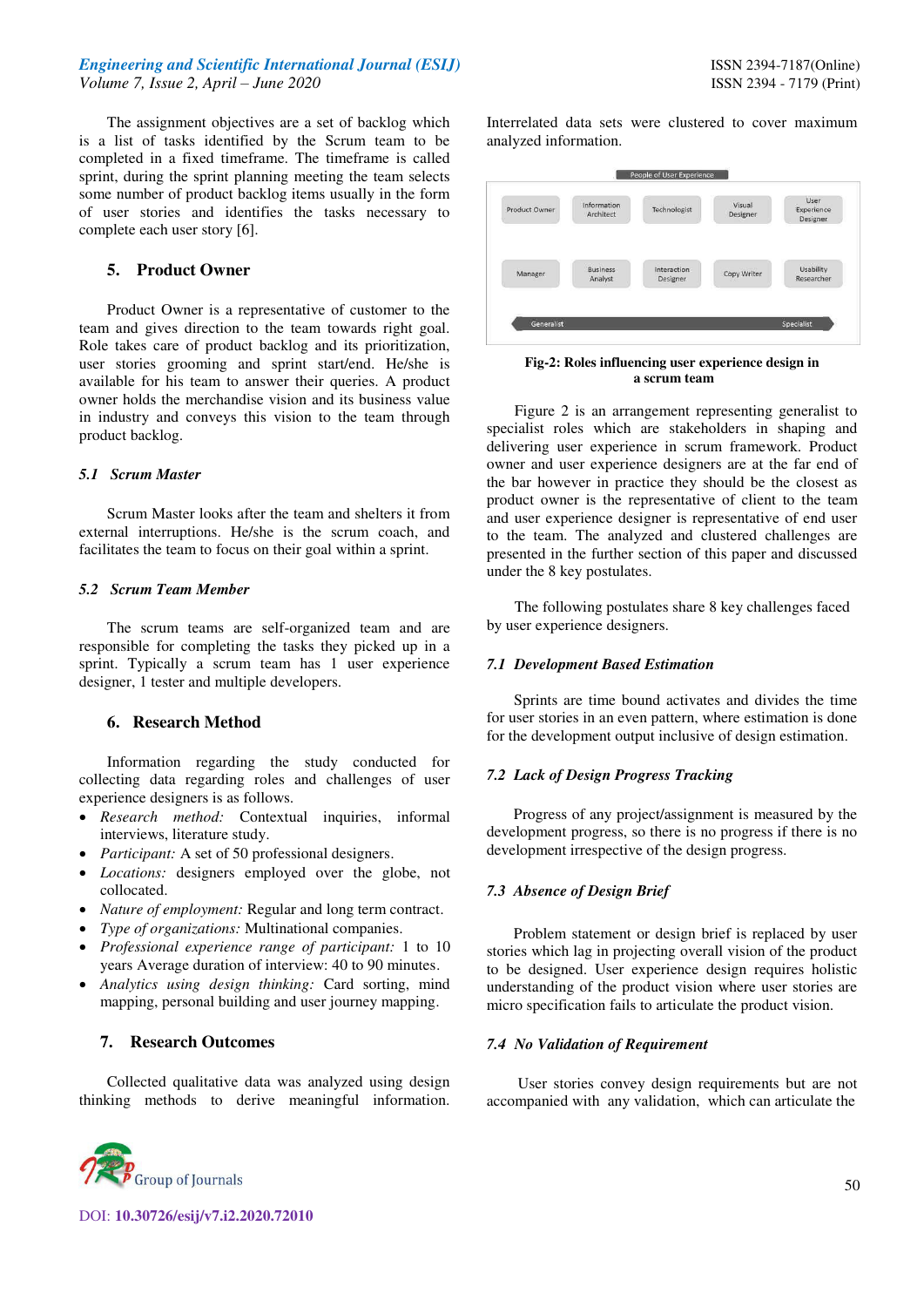The assignment objectives are a set of backlog which is a list of tasks identified by the Scrum team to be completed in a fixed timeframe. The timeframe is called sprint, during the sprint planning meeting the team selects some number of product backlog items usually in the form of user stories and identifies the tasks necessary to complete each user story [6].

## 5. Product Owner

Product Owner is a representative of customer to the team and gives direction to the team towards right goal. Role takes care of product backlog and its prioritization, user stories grooming and sprint start/end. He/she is available for his team to answer their queries. A product owner holds the merchandise vision and its business value in industry and conveys this vision to the team through product backlog.

### *5.1 Scrum Master*

Scrum Master looks after the team and shelters it from external interruptions. He/she is the scrum coach, and facilitates the team to focus on their goal within a sprint.

### *5.2 Scrum Team Member*

The scrum teams are self-organized team and are responsible for completing the tasks they picked up in a sprint. Typically a scrum team has 1 user experience designer, 1 tester and multiple developers.

## 6. Research Method

Information regarding the study conducted for collecting data regarding roles and challenges of user experience designers is as follows.

- *Research method:* Contextual inquiries, informal interviews, literature study.
- *Participant:* A set of 50 professional designers.
- *Locations:* designers employed over the globe, not collocated.
- *Nature of employment:* Regular and long term contract.
- *Type of organizations:* Multinational companies.
- *Professional experience range of participant:* 1 to 10 years Average duration of interview: 40 to 90 minutes.
- *Analytics using design thinking:* Card sorting, mind mapping, personal building and user journey mapping.

## 7. Research Outcomes

Collected qualitative data was analyzed using design thinking methods to derive meaningful information. Interrelated data sets were clustered to cover maximum analyzed information.

People of User Experience

| Product Owner | Information Architect | Technologist | Visual Designer | User Experience Designer |
|---|---|---|---|---|
| Manager | Business Analyst | Interaction Designer | Copy Writer | Usability Researcher |

Generalist → Specialist

**Fig-2: Roles influencing user experience design in a scrum team**

Figure 2 is an arrangement representing generalist to specialist roles which are stakeholders in shaping and delivering user experience in scrum framework. Product owner and user experience designers are at the far end of the bar however in practice they should be the closest as product owner is the representative of client to the team and user experience designer is representative of end user to the team. The analyzed and clustered challenges are presented in the further section of this paper and discussed under the 8 key postulates.

The following postulates share 8 key challenges faced by user experience designers.

### *7.1 Development Based Estimation*

Sprints are time bound activates and divides the time for user stories in an even pattern, where estimation is done for the development output inclusive of design estimation.

### *7.2 Lack of Design Progress Tracking*

Progress of any project/assignment is measured by the development progress, so there is no progress if there is no development irrespective of the design progress.

### *7.3 Absence of Design Brief*

Problem statement or design brief is replaced by user stories which lag in projecting overall vision of the product to be designed. User experience design requires holistic understanding of the product vision where user stories are micro specification fails to articulate the product vision.

### *7.4 No Validation of Requirement*

User stories convey design requirements but are not accompanied with any validation, which can articulate the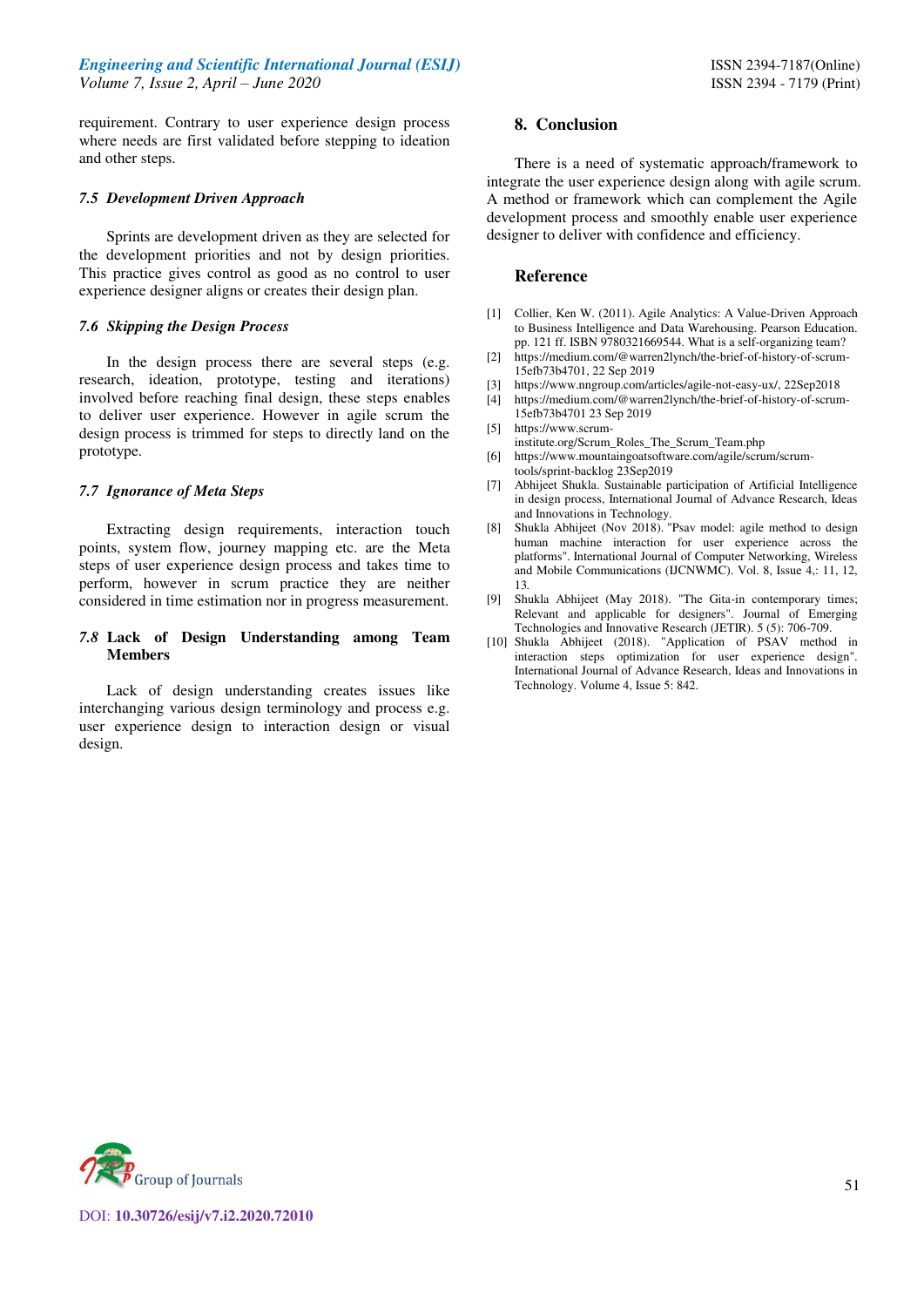requirement. Contrary to user experience design process where needs are first validated before stepping to ideation and other steps.

### *7.5 Development Driven Approach*

Sprints are development driven as they are selected for the development priorities and not by design priorities. This practice gives control as good as no control to user experience designer aligns or creates their design plan.

### *7.6 Skipping the Design Process*

In the design process there are several steps (e.g. research, ideation, prototype, testing and iterations) involved before reaching final design, these steps enables to deliver user experience. However in agile scrum the design process is trimmed for steps to directly land on the prototype.

### *7.7 Ignorance of Meta Steps*

Extracting design requirements, interaction touch points, system flow, journey mapping etc. are the Meta steps of user experience design process and takes time to perform, however in scrum practice they are neither considered in time estimation nor in progress measurement.

### *7.8* **Lack of Design Understanding among Team Members**

Lack of design understanding creates issues like interchanging various design terminology and process e.g. user experience design to interaction design or visual design.

## 8. Conclusion

There is a need of systematic approach/framework to integrate the user experience design along with agile scrum. A method or framework which can complement the Agile development process and smoothly enable user experience designer to deliver with confidence and efficiency.

## Reference

[1] Collier, Ken W. (2011). Agile Analytics: A Value-Driven Approach to Business Intelligence and Data Warehousing. Pearson Education. pp. 121 ff. ISBN 9780321669544. What is a self-organizing team?

[2] https://medium.com/@warren2lynch/the-brief-of-history-of-scrum-15efb73b4701, 22 Sep 2019

[3] https://www.nngroup.com/articles/agile-not-easy-ux/, 22Sep2018

[4] https://medium.com/@warren2lynch/the-brief-of-history-of-scrum-15efb73b4701 23 Sep 2019

[5] https://www.scrum-institute.org/Scrum_Roles_The_Scrum_Team.php

[6] https://www.mountaingoatsoftware.com/agile/scrum/scrum-tools/sprint-backlog 23Sep2019

[7] Abhijeet Shukla. Sustainable participation of Artificial Intelligence in design process, International Journal of Advance Research, Ideas and Innovations in Technology.

[8] Shukla Abhijeet (Nov 2018). "Psav model: agile method to design human machine interaction for user experience across the platforms". International Journal of Computer Networking, Wireless and Mobile Communications (IJCNWMC). Vol. 8, Issue 4,: 11, 12, 13.

[9] Shukla Abhijeet (May 2018). "The Gita-in contemporary times; Relevant and applicable for designers". Journal of Emerging Technologies and Innovative Research (JETIR). 5 (5): 706-709.

[10] Shukla Abhijeet (2018). "Application of PSAV method in interaction steps optimization for user experience design". International Journal of Advance Research, Ideas and Innovations in Technology. Volume 4, Issue 5: 842.